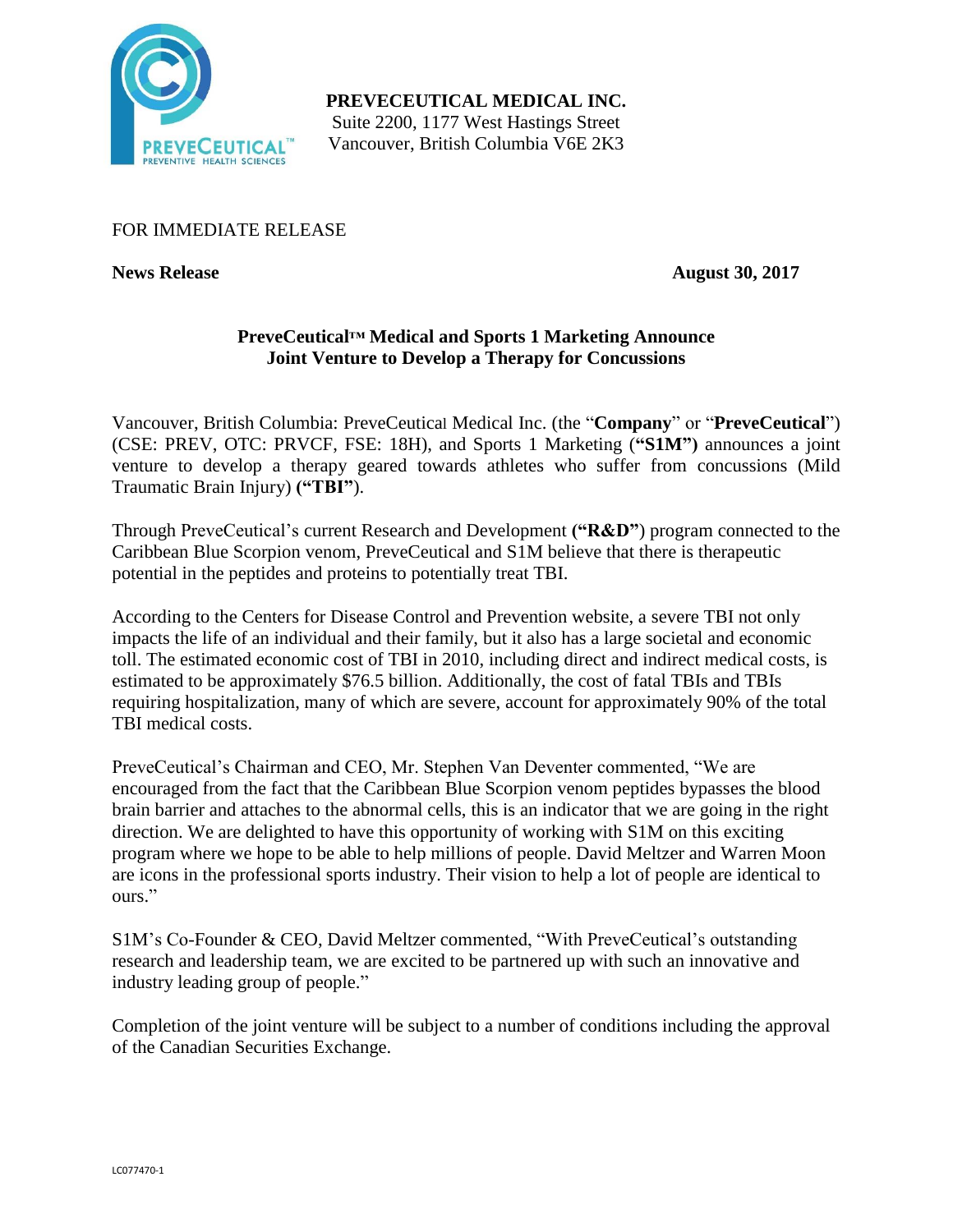**PREVECEUTICAL MEDICAL INC.**
Suite 2200, 1177 West Hastings Street
Vancouver, British Columbia V6E 2K3

FOR IMMEDIATE RELEASE

**News Release** **August 30, 2017**

## PreveCeutical™ Medical and Sports 1 Marketing Announce Joint Venture to Develop a Therapy for Concussions

Vancouver, British Columbia: PreveCeutical Medical Inc. (the "**Company**" or "**PreveCeutical**") (CSE: PREV, OTC: PRVCF, FSE: 18H), and Sports 1 Marketing (**"S1M")** announces a joint venture to develop a therapy geared towards athletes who suffer from concussions (Mild Traumatic Brain Injury) **("TBI"**).

Through PreveCeutical's current Research and Development **("R&D"**) program connected to the Caribbean Blue Scorpion venom, PreveCeutical and S1M believe that there is therapeutic potential in the peptides and proteins to potentially treat TBI.

According to the Centers for Disease Control and Prevention website, a severe TBI not only impacts the life of an individual and their family, but it also has a large societal and economic toll. The estimated economic cost of TBI in 2010, including direct and indirect medical costs, is estimated to be approximately $76.5 billion. Additionally, the cost of fatal TBIs and TBIs requiring hospitalization, many of which are severe, account for approximately 90% of the total TBI medical costs.

PreveCeutical's Chairman and CEO, Mr. Stephen Van Deventer commented, "We are encouraged from the fact that the Caribbean Blue Scorpion venom peptides bypasses the blood brain barrier and attaches to the abnormal cells, this is an indicator that we are going in the right direction. We are delighted to have this opportunity of working with S1M on this exciting program where we hope to be able to help millions of people. David Meltzer and Warren Moon are icons in the professional sports industry. Their vision to help a lot of people are identical to ours."

S1M's Co-Founder & CEO, David Meltzer commented, "With PreveCeutical's outstanding research and leadership team, we are excited to be partnered up with such an innovative and industry leading group of people."

Completion of the joint venture will be subject to a number of conditions including the approval of the Canadian Securities Exchange.

LC077470-1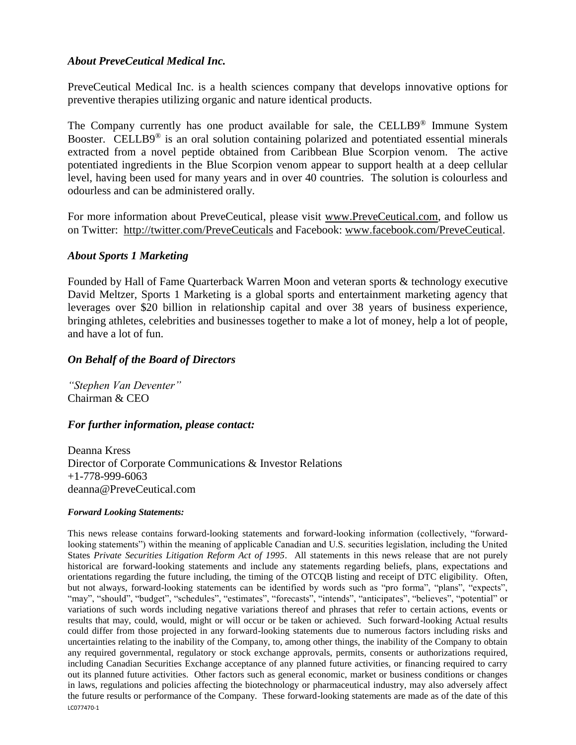### *About PreveCeutical Medical Inc.*

PreveCeutical Medical Inc. is a health sciences company that develops innovative options for preventive therapies utilizing organic and nature identical products.

The Company currently has one product available for sale, the CELLB9® Immune System Booster. CELLB9® is an oral solution containing polarized and potentiated essential minerals extracted from a novel peptide obtained from Caribbean Blue Scorpion venom. The active potentiated ingredients in the Blue Scorpion venom appear to support health at a deep cellular level, having been used for many years and in over 40 countries. The solution is colourless and odourless and can be administered orally.

For more information about PreveCeutical, please visit www.PreveCeutical.com, and follow us on Twitter: http://twitter.com/PreveCeuticals and Facebook: www.facebook.com/PreveCeutical.

### *About Sports 1 Marketing*

Founded by Hall of Fame Quarterback Warren Moon and veteran sports & technology executive David Meltzer, Sports 1 Marketing is a global sports and entertainment marketing agency that leverages over $20 billion in relationship capital and over 38 years of business experience, bringing athletes, celebrities and businesses together to make a lot of money, help a lot of people, and have a lot of fun.

### *On Behalf of the Board of Directors*

*"Stephen Van Deventer"*
Chairman & CEO

### *For further information, please contact:*

Deanna Kress
Director of Corporate Communications & Investor Relations
+1-778-999-6063
deanna@PreveCeutical.com

***Forward Looking Statements:***

This news release contains forward-looking statements and forward-looking information (collectively, "forward-looking statements") within the meaning of applicable Canadian and U.S. securities legislation, including the United States *Private Securities Litigation Reform Act of 1995*. All statements in this news release that are not purely historical are forward-looking statements and include any statements regarding beliefs, plans, expectations and orientations regarding the future including, the timing of the OTCQB listing and receipt of DTC eligibility. Often, but not always, forward-looking statements can be identified by words such as "pro forma", "plans", "expects", "may", "should", "budget", "schedules", "estimates", "forecasts", "intends", "anticipates", "believes", "potential" or variations of such words including negative variations thereof and phrases that refer to certain actions, events or results that may, could, would, might or will occur or be taken or achieved. Such forward-looking Actual results could differ from those projected in any forward-looking statements due to numerous factors including risks and uncertainties relating to the inability of the Company, to, among other things, the inability of the Company to obtain any required governmental, regulatory or stock exchange approvals, permits, consents or authorizations required, including Canadian Securities Exchange acceptance of any planned future activities, or financing required to carry out its planned future activities. Other factors such as general economic, market or business conditions or changes in laws, regulations and policies affecting the biotechnology or pharmaceutical industry, may also adversely affect the future results or performance of the Company. These forward-looking statements are made as of the date of this

LC077470-1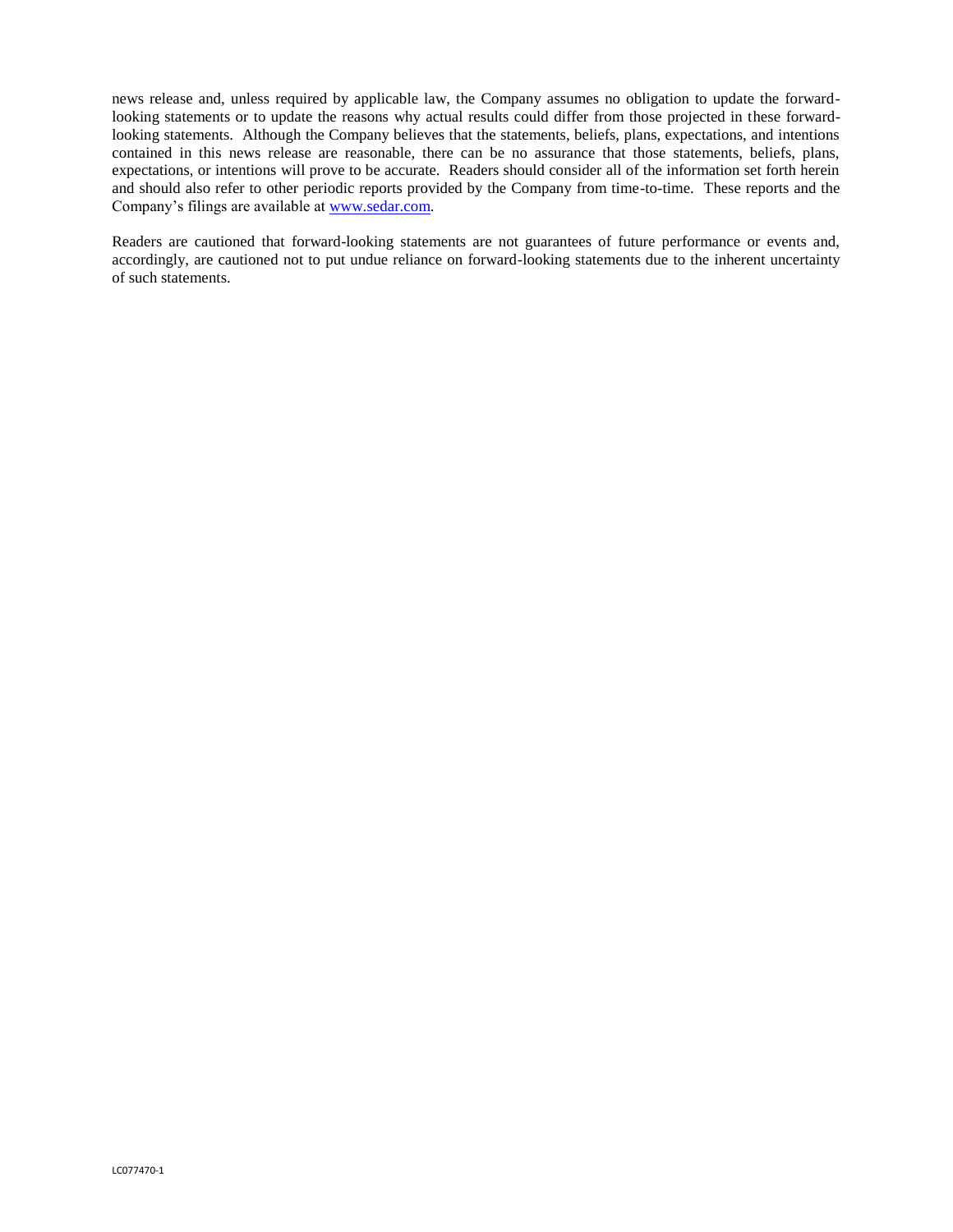news release and, unless required by applicable law, the Company assumes no obligation to update the forward-looking statements or to update the reasons why actual results could differ from those projected in these forward-looking statements. Although the Company believes that the statements, beliefs, plans, expectations, and intentions contained in this news release are reasonable, there can be no assurance that those statements, beliefs, plans, expectations, or intentions will prove to be accurate. Readers should consider all of the information set forth herein and should also refer to other periodic reports provided by the Company from time-to-time. These reports and the Company's filings are available at [www.sedar.com](http://www.sedar.com).

Readers are cautioned that forward-looking statements are not guarantees of future performance or events and, accordingly, are cautioned not to put undue reliance on forward-looking statements due to the inherent uncertainty of such statements.

LC077470-1